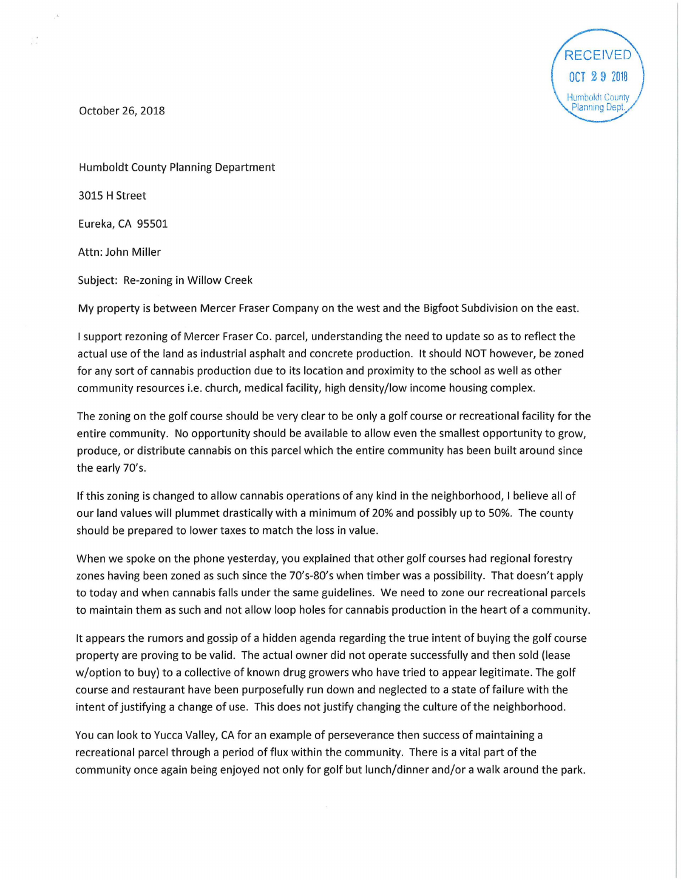RECEIVED
OCT 29 2018
Humboldt County
Planning Dept.

October 26, 2018

Humboldt County Planning Department

3015 H Street

Eureka, CA 95501

Attn: John Miller

Subject: Re-zoning in Willow Creek

My property is between Mercer Fraser Company on the west and the Bigfoot Subdivision on the east.

I support rezoning of Mercer Fraser Co. parcel, understanding the need to update so as to reflect the actual use of the land as industrial asphalt and concrete production. It should NOT however, be zoned for any sort of cannabis production due to its location and proximity to the school as well as other community resources i.e. church, medical facility, high density/low income housing complex.

The zoning on the golf course should be very clear to be only a golf course or recreational facility for the entire community. No opportunity should be available to allow even the smallest opportunity to grow, produce, or distribute cannabis on this parcel which the entire community has been built around since the early 70's.

If this zoning is changed to allow cannabis operations of any kind in the neighborhood, I believe all of our land values will plummet drastically with a minimum of 20% and possibly up to 50%. The county should be prepared to lower taxes to match the loss in value.

When we spoke on the phone yesterday, you explained that other golf courses had regional forestry zones having been zoned as such since the 70's-80's when timber was a possibility. That doesn't apply to today and when cannabis falls under the same guidelines. We need to zone our recreational parcels to maintain them as such and not allow loop holes for cannabis production in the heart of a community.

It appears the rumors and gossip of a hidden agenda regarding the true intent of buying the golf course property are proving to be valid. The actual owner did not operate successfully and then sold (lease w/option to buy) to a collective of known drug growers who have tried to appear legitimate. The golf course and restaurant have been purposefully run down and neglected to a state of failure with the intent of justifying a change of use. This does not justify changing the culture of the neighborhood.

You can look to Yucca Valley, CA for an example of perseverance then success of maintaining a recreational parcel through a period of flux within the community. There is a vital part of the community once again being enjoyed not only for golf but lunch/dinner and/or a walk around the park.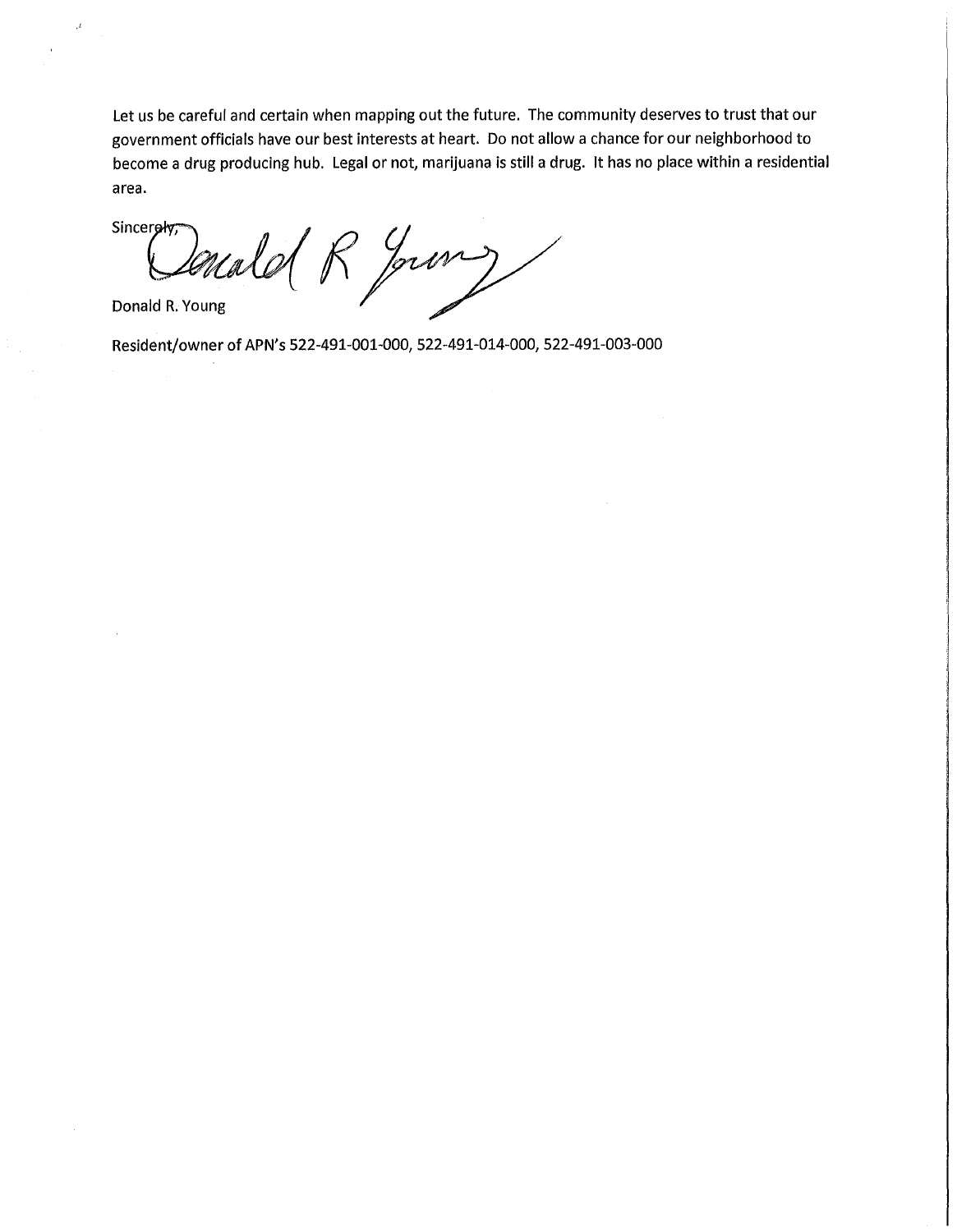Let us be careful and certain when mapping out the future. The community deserves to trust that our government officials have our best interests at heart. Do not allow a chance for our neighborhood to become a drug producing hub. Legal or not, marijuana is still a drug. It has no place within a residential area.

Sincerely,

Donald R. Young

Resident/owner of APN's 522-491-001-000, 522-491-014-000, 522-491-003-000